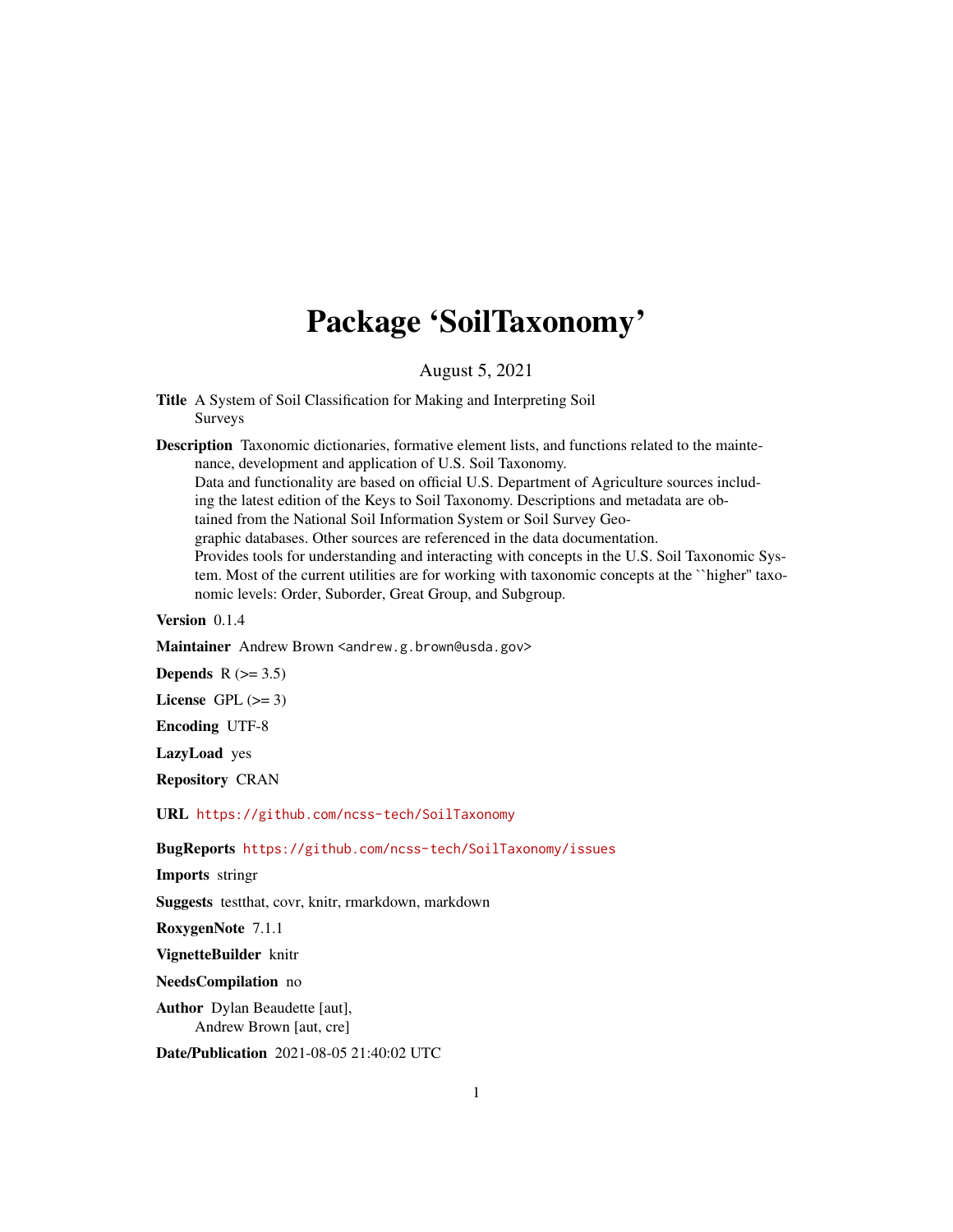# Package 'SoilTaxonomy'

August 5, 2021

**Title** A System of Soil Classification for Making and Interpreting Soil Surveys

**Description** Taxonomic dictionaries, formative element lists, and functions related to the maintenance, development and application of U.S. Soil Taxonomy.
Data and functionality are based on official U.S. Department of Agriculture sources including the latest edition of the Keys to Soil Taxonomy. Descriptions and metadata are obtained from the National Soil Information System or Soil Survey Geographic databases. Other sources are referenced in the data documentation.
Provides tools for understanding and interacting with concepts in the U.S. Soil Taxonomic System. Most of the current utilities are for working with taxonomic concepts at the ``higher'' taxonomic levels: Order, Suborder, Great Group, and Subgroup.

**Version** 0.1.4

**Maintainer** Andrew Brown <andrew.g.brown@usda.gov>

**Depends** R (>= 3.5)

**License** GPL (>= 3)

**Encoding** UTF-8

**LazyLoad** yes

**Repository** CRAN

**URL** https://github.com/ncss-tech/SoilTaxonomy

**BugReports** https://github.com/ncss-tech/SoilTaxonomy/issues

**Imports** stringr

**Suggests** testthat, covr, knitr, rmarkdown, markdown

**RoxygenNote** 7.1.1

**VignetteBuilder** knitr

**NeedsCompilation** no

**Author** Dylan Beaudette [aut],
Andrew Brown [aut, cre]

**Date/Publication** 2021-08-05 21:40:02 UTC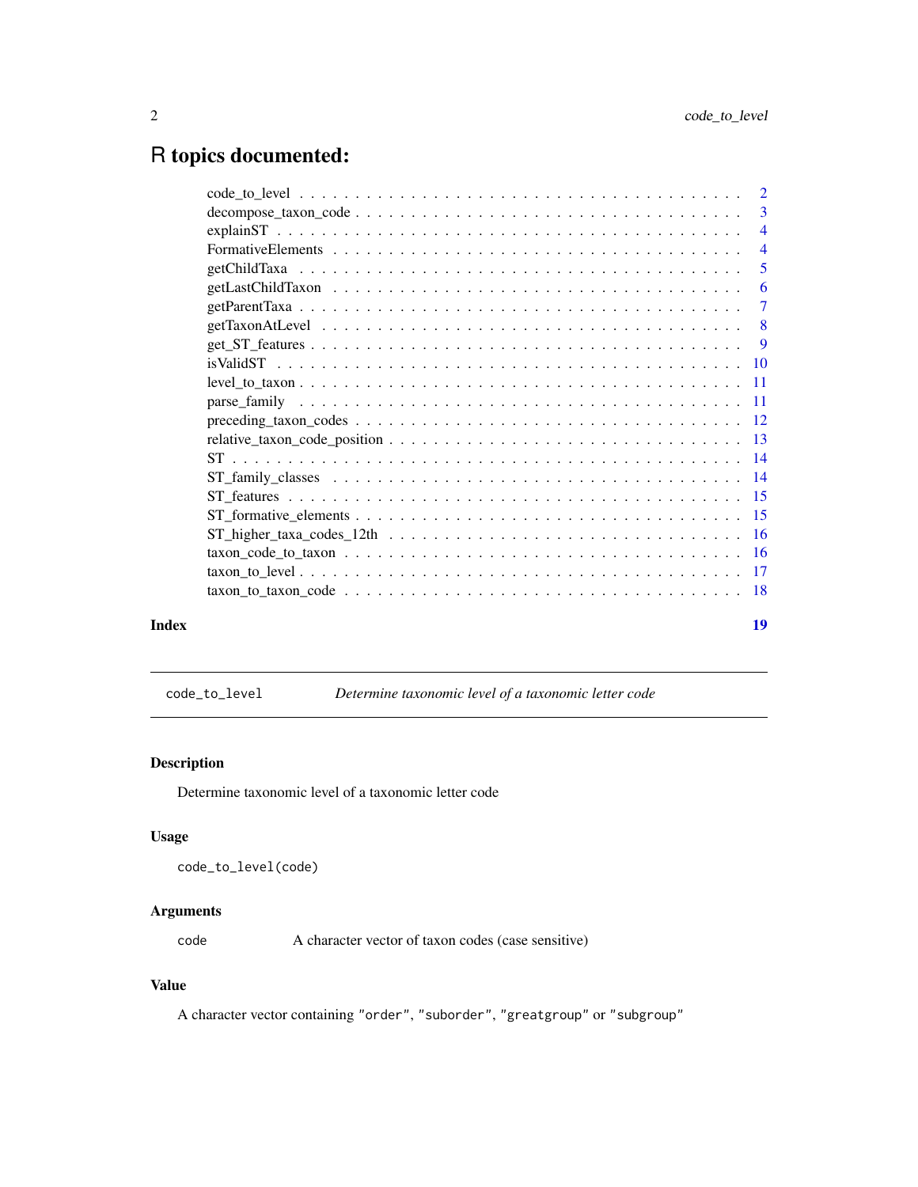# R topics documented:

| | |
|---|---|
| code_to_level | 2 |
| decompose_taxon_code | 3 |
| explainST | 4 |
| FormativeElements | 4 |
| getChildTaxa | 5 |
| getLastChildTaxon | 6 |
| getParentTaxa | 7 |
| getTaxonAtLevel | 8 |
| get_ST_features | 9 |
| isValidST | 10 |
| level_to_taxon | 11 |
| parse_family | 11 |
| preceding_taxon_codes | 12 |
| relative_taxon_code_position | 13 |
| ST | 14 |
| ST_family_classes | 14 |
| ST_features | 15 |
| ST_formative_elements | 15 |
| ST_higher_taxa_codes_12th | 16 |
| taxon_code_to_taxon | 16 |
| taxon_to_level | 17 |
| taxon_to_taxon_code | 18 |

**Index** 19

---

## code_to_level — *Determine taxonomic level of a taxonomic letter code*

### Description

Determine taxonomic level of a taxonomic letter code

### Usage

```
code_to_level(code)
```

### Arguments

| | |
|---|---|
| `code` | A character vector of taxon codes (case sensitive) |

### Value

A character vector containing `"order"`, `"suborder"`, `"greatgroup"` or `"subgroup"`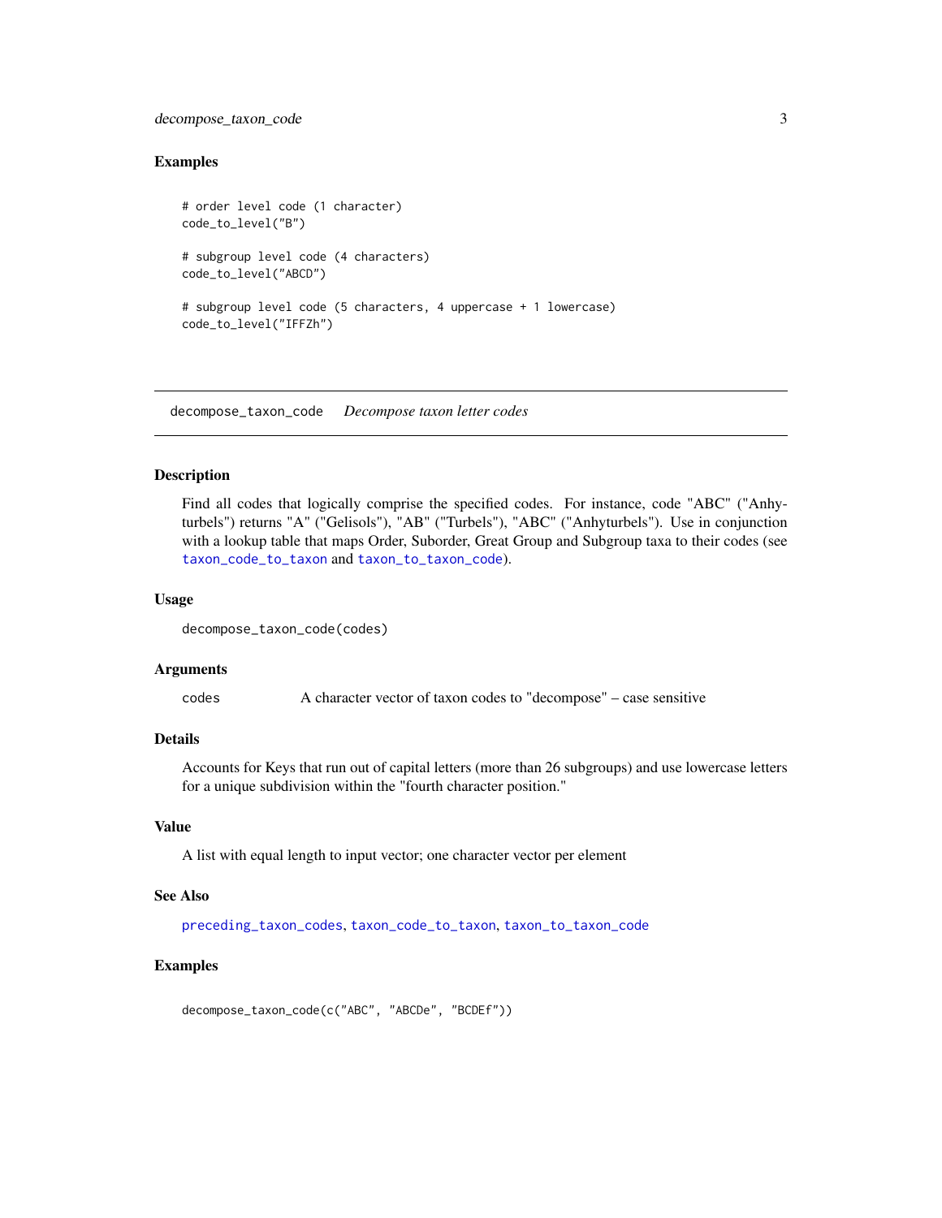### Examples

```
# order level code (1 character)
code_to_level("B")

# subgroup level code (4 characters)
code_to_level("ABCD")

# subgroup level code (5 characters, 4 uppercase + 1 lowercase)
code_to_level("IFFZh")
```

---

## decompose_taxon_code    *Decompose taxon letter codes*

---

### Description

Find all codes that logically comprise the specified codes. For instance, code "ABC" ("Anhyturbels") returns "A" ("Gelisols"), "AB" ("Turbels"), "ABC" ("Anhyturbels"). Use in conjunction with a lookup table that maps Order, Suborder, Great Group and Subgroup taxa to their codes (see `taxon_code_to_taxon` and `taxon_to_taxon_code`).

### Usage

```
decompose_taxon_code(codes)
```

### Arguments

| | |
|---|---|
| `codes` | A character vector of taxon codes to "decompose" – case sensitive |

### Details

Accounts for Keys that run out of capital letters (more than 26 subgroups) and use lowercase letters for a unique subdivision within the "fourth character position."

### Value

A list with equal length to input vector; one character vector per element

### See Also

`preceding_taxon_codes`, `taxon_code_to_taxon`, `taxon_to_taxon_code`

### Examples

```
decompose_taxon_code(c("ABC", "ABCDe", "BCDEf"))
```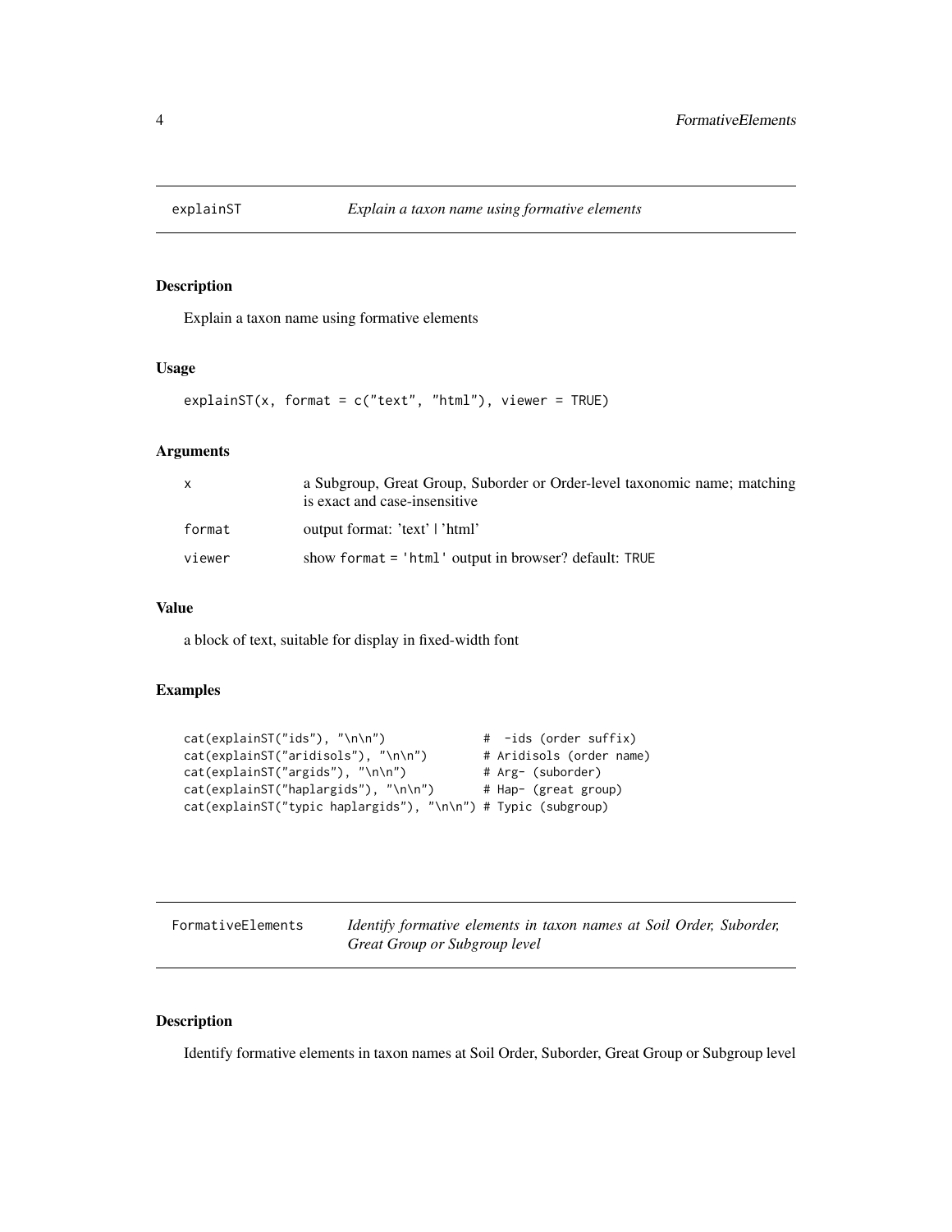## explainST — *Explain a taxon name using formative elements*

### Description

Explain a taxon name using formative elements

### Usage

```
explainST(x, format = c("text", "html"), viewer = TRUE)
```

### Arguments

| | |
|---|---|
| x | a Subgroup, Great Group, Suborder or Order-level taxonomic name; matching is exact and case-insensitive |
| format | output format: 'text' \| 'html' |
| viewer | show `format = 'html'` output in browser? default: `TRUE` |

### Value

a block of text, suitable for display in fixed-width font

### Examples

```
cat(explainST("ids"), "\n\n")             #  -ids (order suffix)
cat(explainST("aridisols"), "\n\n")       # Aridisols (order name)
cat(explainST("argids"), "\n\n")          # Arg- (suborder)
cat(explainST("haplargids"), "\n\n")      # Hap- (great group)
cat(explainST("typic haplargids"), "\n\n") # Typic (subgroup)
```

## FormativeElements — *Identify formative elements in taxon names at Soil Order, Suborder, Great Group or Subgroup level*

### Description

Identify formative elements in taxon names at Soil Order, Suborder, Great Group or Subgroup level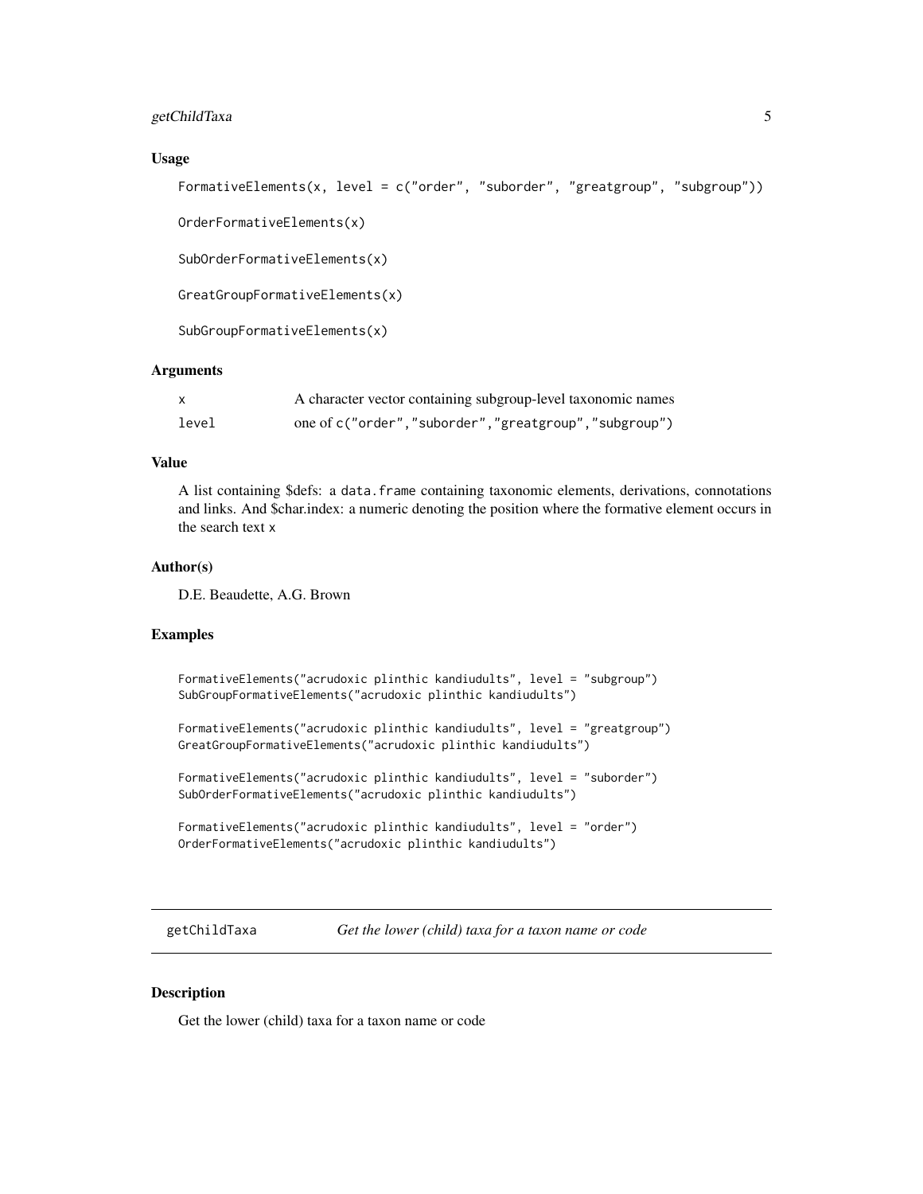### Usage

```
FormativeElements(x, level = c("order", "suborder", "greatgroup", "subgroup"))

OrderFormativeElements(x)

SubOrderFormativeElements(x)

GreatGroupFormativeElements(x)

SubGroupFormativeElements(x)
```

### Arguments

| | |
|---|---|
| x | A character vector containing subgroup-level taxonomic names |
| level | one of c("order","suborder","greatgroup","subgroup") |

### Value

A list containing $defs: a data.frame containing taxonomic elements, derivations, connotations and links. And $char.index: a numeric denoting the position where the formative element occurs in the search text x

### Author(s)

D.E. Beaudette, A.G. Brown

### Examples

```
FormativeElements("acrudoxic plinthic kandiudults", level = "subgroup")
SubGroupFormativeElements("acrudoxic plinthic kandiudults")

FormativeElements("acrudoxic plinthic kandiudults", level = "greatgroup")
GreatGroupFormativeElements("acrudoxic plinthic kandiudults")

FormativeElements("acrudoxic plinthic kandiudults", level = "suborder")
SubOrderFormativeElements("acrudoxic plinthic kandiudults")

FormativeElements("acrudoxic plinthic kandiudults", level = "order")
OrderFormativeElements("acrudoxic plinthic kandiudults")
```

---

## getChildTaxa *Get the lower (child) taxa for a taxon name or code*

### Description

Get the lower (child) taxa for a taxon name or code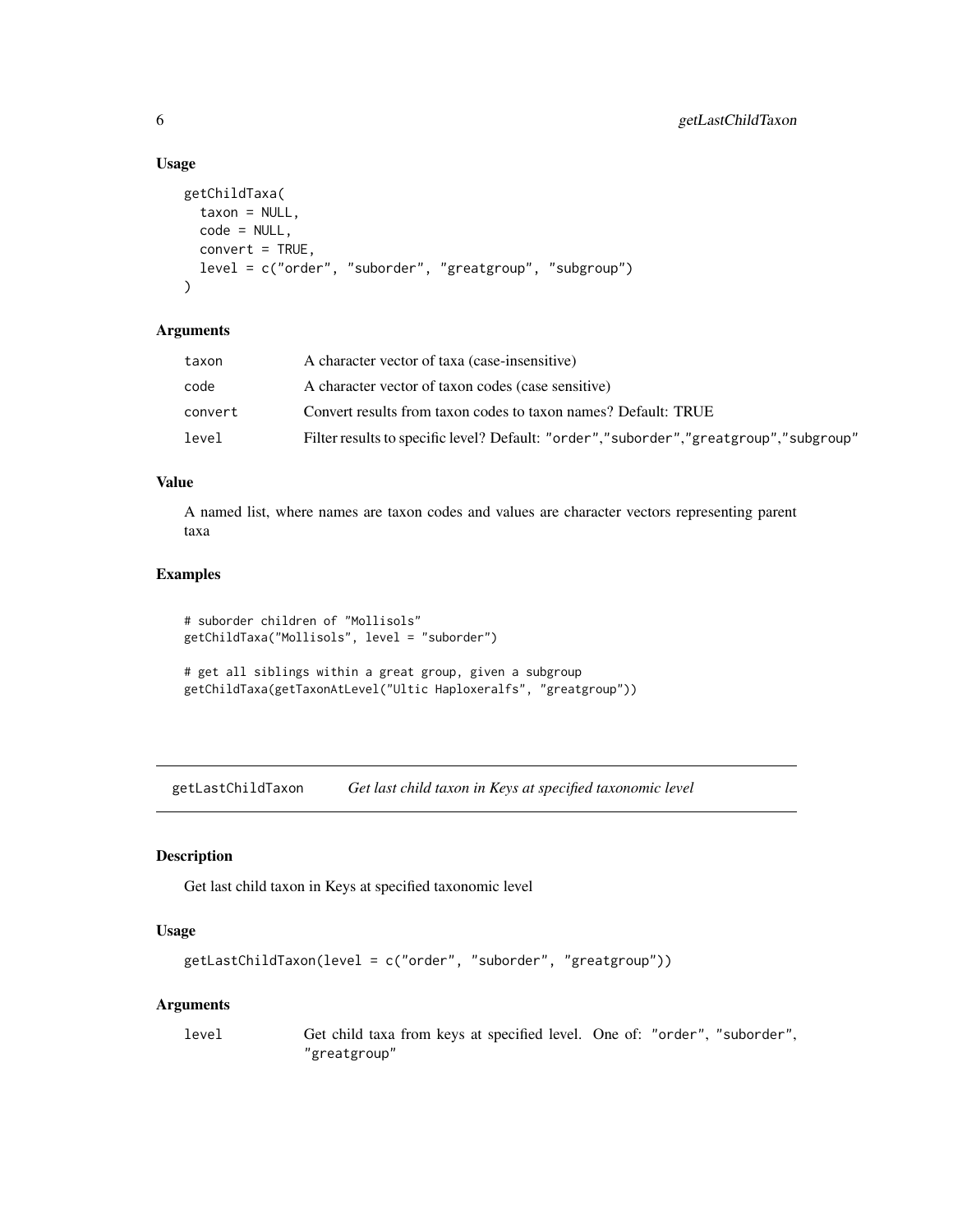### Usage

```
getChildTaxa(
  taxon = NULL,
  code = NULL,
  convert = TRUE,
  level = c("order", "suborder", "greatgroup", "subgroup")
)
```

### Arguments

| | |
|---|---|
| taxon | A character vector of taxa (case-insensitive) |
| code | A character vector of taxon codes (case sensitive) |
| convert | Convert results from taxon codes to taxon names? Default: TRUE |
| level | Filter results to specific level? Default: "order","suborder","greatgroup","subgroup" |

### Value

A named list, where names are taxon codes and values are character vectors representing parent taxa

### Examples

```
# suborder children of "Mollisols"
getChildTaxa("Mollisols", level = "suborder")

# get all siblings within a great group, given a subgroup
getChildTaxa(getTaxonAtLevel("Ultic Haploxeralfs", "greatgroup"))
```

---

## getLastChildTaxon *Get last child taxon in Keys at specified taxonomic level*

### Description

Get last child taxon in Keys at specified taxonomic level

### Usage

```
getLastChildTaxon(level = c("order", "suborder", "greatgroup"))
```

### Arguments

| | |
|---|---|
| level | Get child taxa from keys at specified level. One of: "order", "suborder", "greatgroup" |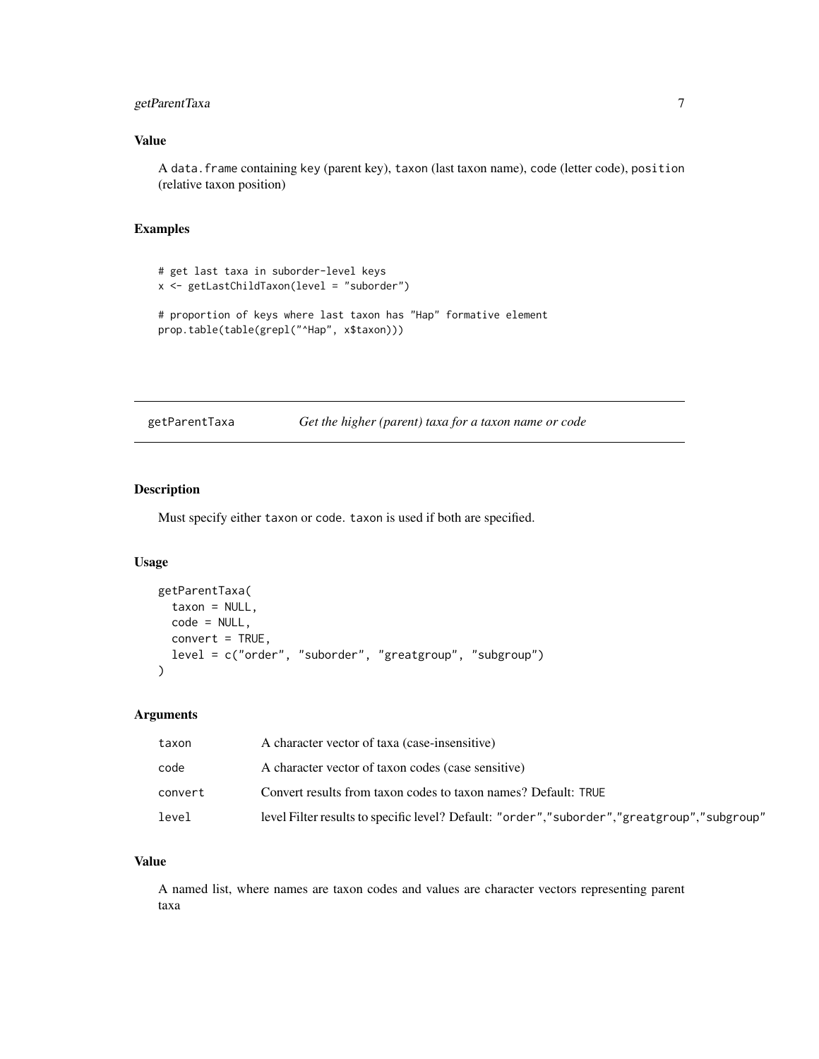### Value

A `data.frame` containing `key` (parent key), `taxon` (last taxon name), `code` (letter code), `position` (relative taxon position)

### Examples

```
# get last taxa in suborder-level keys
x <- getLastChildTaxon(level = "suborder")

# proportion of keys where last taxon has "Hap" formative element
prop.table(table(grepl("^Hap", x$taxon)))
```

---

## getParentTaxa *Get the higher (parent) taxa for a taxon name or code*

---

### Description

Must specify either `taxon` or `code`. `taxon` is used if both are specified.

### Usage

```
getParentTaxa(
  taxon = NULL,
  code = NULL,
  convert = TRUE,
  level = c("order", "suborder", "greatgroup", "subgroup")
)
```

### Arguments

| | |
|---|---|
| `taxon` | A character vector of taxa (case-insensitive) |
| `code` | A character vector of taxon codes (case sensitive) |
| `convert` | Convert results from taxon codes to taxon names? Default: `TRUE` |
| `level` | level Filter results to specific level? Default: `"order","suborder","greatgroup","subgroup"` |

### Value

A named list, where names are taxon codes and values are character vectors representing parent taxa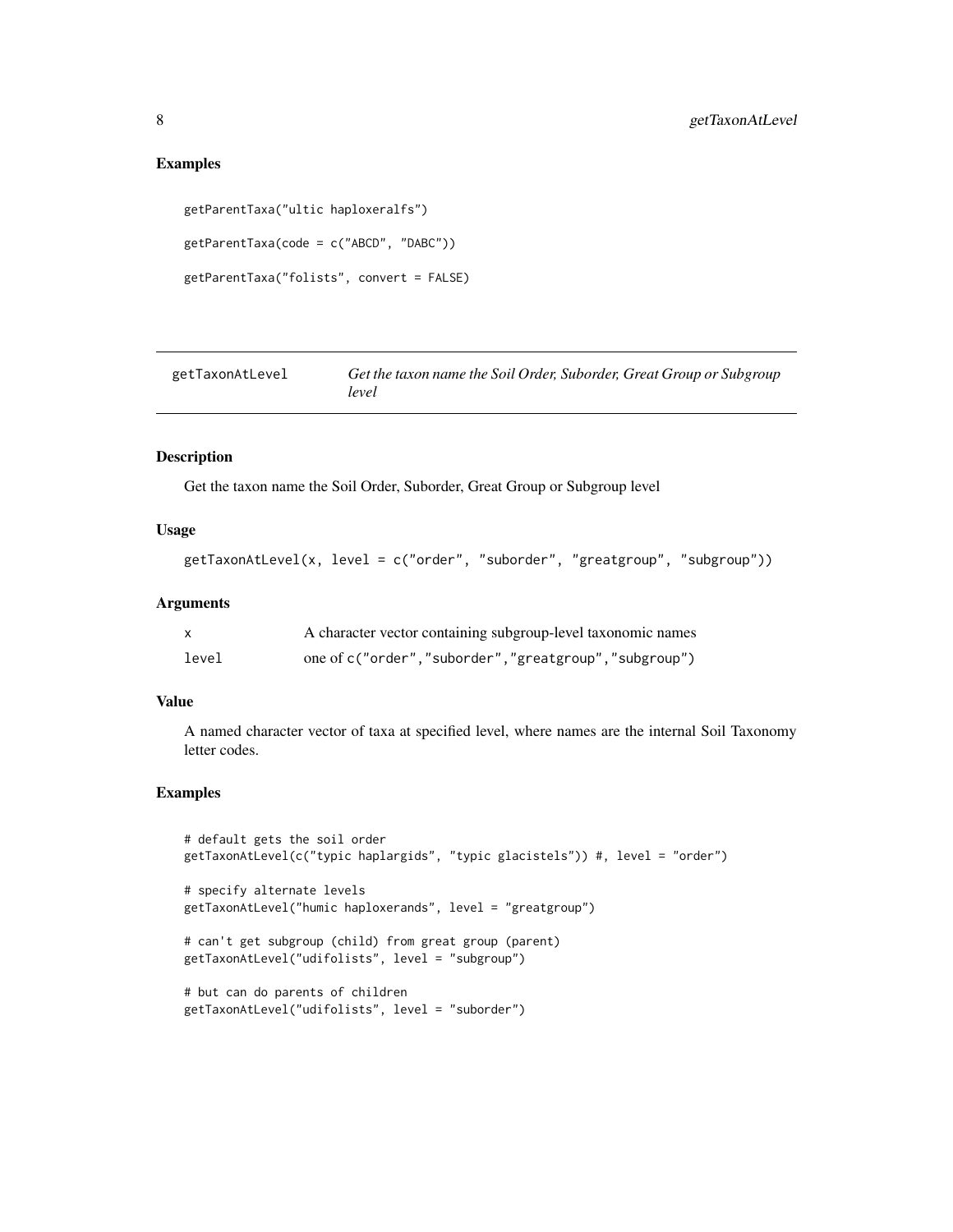## Examples

```
getParentTaxa("ultic haploxeralfs")

getParentTaxa(code = c("ABCD", "DABC"))

getParentTaxa("folists", convert = FALSE)
```

---

## getTaxonAtLevel — *Get the taxon name the Soil Order, Suborder, Great Group or Subgroup level*

---

### Description

Get the taxon name the Soil Order, Suborder, Great Group or Subgroup level

### Usage

```
getTaxonAtLevel(x, level = c("order", "suborder", "greatgroup", "subgroup"))
```

### Arguments

| | |
|---|---|
| x | A character vector containing subgroup-level taxonomic names |
| level | one of c("order","suborder","greatgroup","subgroup") |

### Value

A named character vector of taxa at specified level, where names are the internal Soil Taxonomy letter codes.

### Examples

```
# default gets the soil order
getTaxonAtLevel(c("typic haplargids", "typic glacistels")) #, level = "order")

# specify alternate levels
getTaxonAtLevel("humic haploxerands", level = "greatgroup")

# can't get subgroup (child) from great group (parent)
getTaxonAtLevel("udifolists", level = "subgroup")

# but can do parents of children
getTaxonAtLevel("udifolists", level = "suborder")
```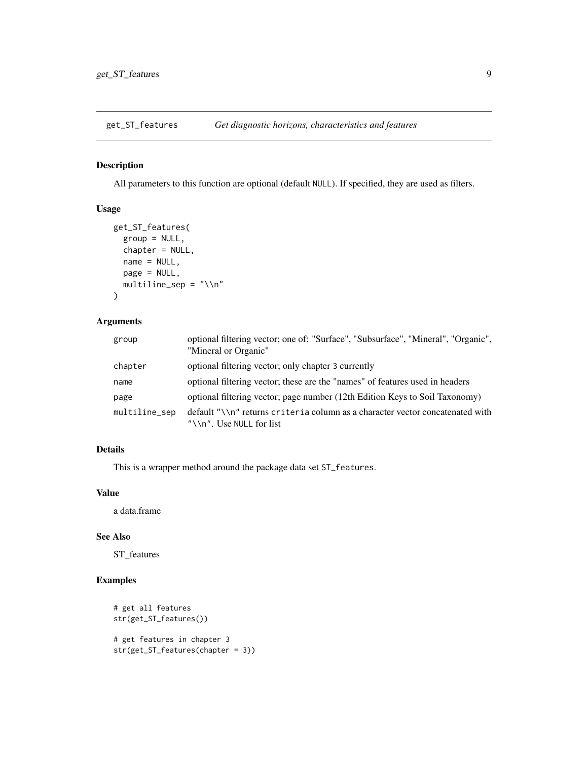## get_ST_features *Get diagnostic horizons, characteristics and features*

### Description

All parameters to this function are optional (default NULL). If specified, they are used as filters.

### Usage

```
get_ST_features(
  group = NULL,
  chapter = NULL,
  name = NULL,
  page = NULL,
  multiline_sep = "\\n"
)
```

### Arguments

| | |
|---|---|
| group | optional filtering vector; one of: "Surface", "Subsurface", "Mineral", "Organic", "Mineral or Organic" |
| chapter | optional filtering vector; only chapter 3 currently |
| name | optional filtering vector; these are the "names" of features used in headers |
| page | optional filtering vector; page number (12th Edition Keys to Soil Taxonomy) |
| multiline_sep | default "\\n" returns criteria column as a character vector concatenated with "\\n". Use NULL for list |

### Details

This is a wrapper method around the package data set ST_features.

### Value

a data.frame

### See Also

ST_features

### Examples

```
# get all features
str(get_ST_features())

# get features in chapter 3
str(get_ST_features(chapter = 3))
```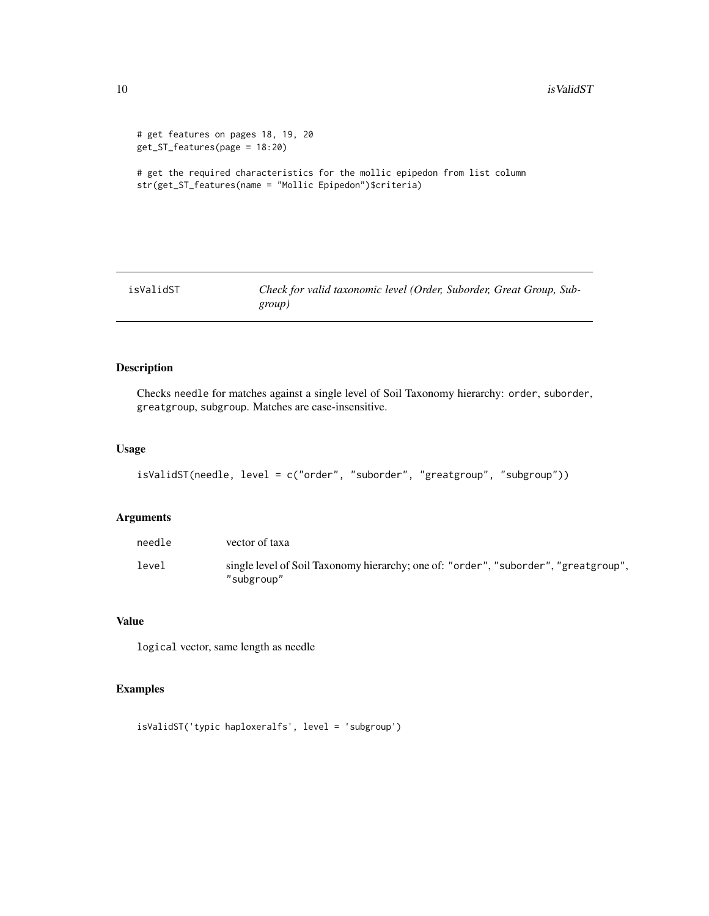```
# get features on pages 18, 19, 20
get_ST_features(page = 18:20)

# get the required characteristics for the mollic epipedon from list column
str(get_ST_features(name = "Mollic Epipedon")$criteria)
```

## isValidST — *Check for valid taxonomic level (Order, Suborder, Great Group, Subgroup)*

### Description

Checks `needle` for matches against a single level of Soil Taxonomy hierarchy: `order`, `suborder`, `greatgroup`, `subgroup`. Matches are case-insensitive.

### Usage

```
isValidST(needle, level = c("order", "suborder", "greatgroup", "subgroup"))
```

### Arguments

| | |
|---|---|
| `needle` | vector of taxa |
| `level` | single level of Soil Taxonomy hierarchy; one of: `"order"`, `"suborder"`, `"greatgroup"`, `"subgroup"` |

### Value

`logical` vector, same length as needle

### Examples

```
isValidST('typic haploxeralfs', level = 'subgroup')
```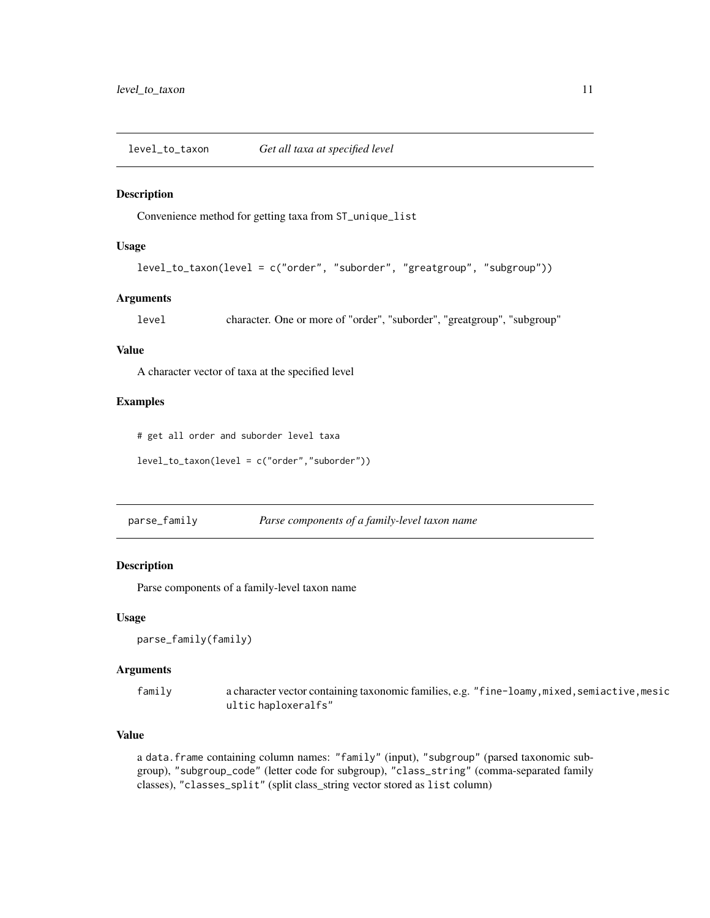## level_to_taxon *Get all taxa at specified level*

### Description

Convenience method for getting taxa from `ST_unique_list`

### Usage

```
level_to_taxon(level = c("order", "suborder", "greatgroup", "subgroup"))
```

### Arguments

| | |
|---|---|
| `level` | character. One or more of "order", "suborder", "greatgroup", "subgroup" |

### Value

A character vector of taxa at the specified level

### Examples

```
# get all order and suborder level taxa

level_to_taxon(level = c("order","suborder"))
```

## parse_family *Parse components of a family-level taxon name*

### Description

Parse components of a family-level taxon name

### Usage

```
parse_family(family)
```

### Arguments

| | |
|---|---|
| `family` | a character vector containing taxonomic families, e.g. `"fine-loamy, mixed, semiactive, mesic ultic haploxeralfs"` |

### Value

a `data.frame` containing column names: `"family"` (input), `"subgroup"` (parsed taxonomic subgroup), `"subgroup_code"` (letter code for subgroup), `"class_string"` (comma-separated family classes), `"classes_split"` (split class_string vector stored as `list` column)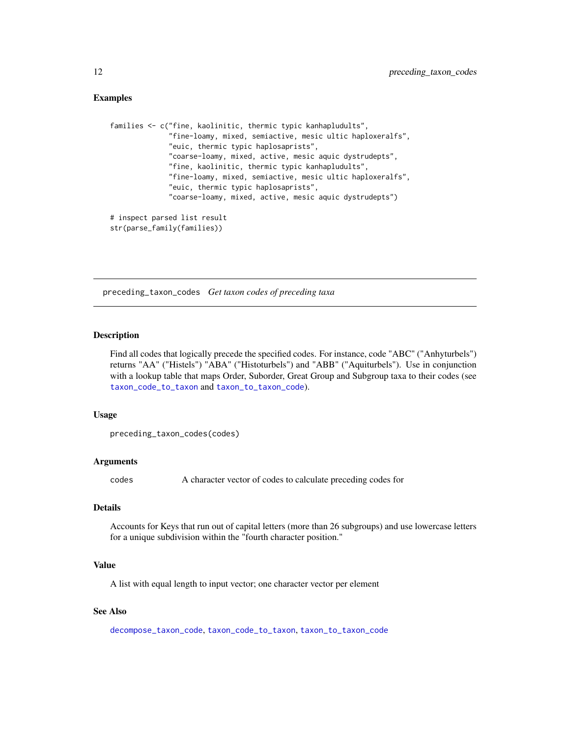### Examples

```
families <- c("fine, kaolinitic, thermic typic kanhapludults",
              "fine-loamy, mixed, semiactive, mesic ultic haploxeralfs",
              "euic, thermic typic haplosaprists",
              "coarse-loamy, mixed, active, mesic aquic dystrudepts",
              "fine, kaolinitic, thermic typic kanhapludults",
              "fine-loamy, mixed, semiactive, mesic ultic haploxeralfs",
              "euic, thermic typic haplosaprists",
              "coarse-loamy, mixed, active, mesic aquic dystrudepts")

# inspect parsed list result
str(parse_family(families))
```

---

## preceding_taxon_codes *Get taxon codes of preceding taxa*

### Description

Find all codes that logically precede the specified codes. For instance, code "ABC" ("Anhyturbels") returns "AA" ("Histels") "ABA" ("Histoturbels") and "ABB" ("Aquiturbels"). Use in conjunction with a lookup table that maps Order, Suborder, Great Group and Subgroup taxa to their codes (see `taxon_code_to_taxon` and `taxon_to_taxon_code`).

### Usage

```
preceding_taxon_codes(codes)
```

### Arguments

| | |
|---|---|
| codes | A character vector of codes to calculate preceding codes for |

### Details

Accounts for Keys that run out of capital letters (more than 26 subgroups) and use lowercase letters for a unique subdivision within the "fourth character position."

### Value

A list with equal length to input vector; one character vector per element

### See Also

`decompose_taxon_code`, `taxon_code_to_taxon`, `taxon_to_taxon_code`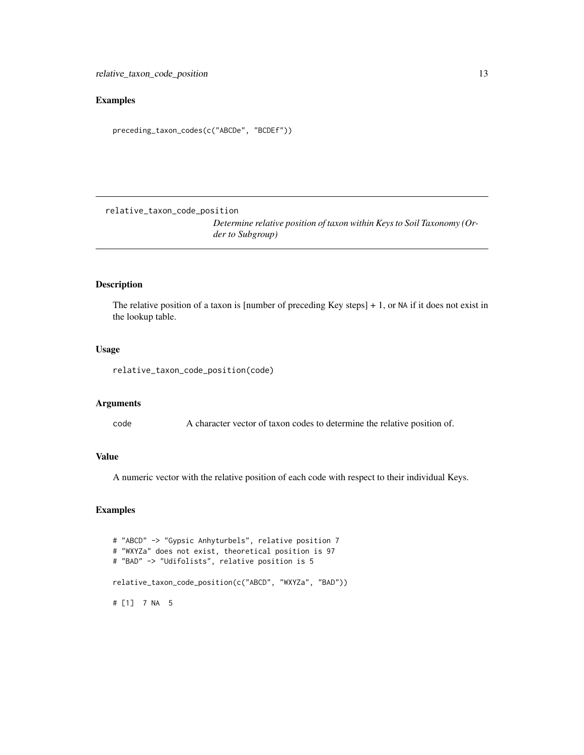## Examples

```
preceding_taxon_codes(c("ABCDe", "BCDEf"))
```

---

relative_taxon_code_position

*Determine relative position of taxon within Keys to Soil Taxonomy (Order to Subgroup)*

---

### Description

The relative position of a taxon is [number of preceding Key steps] + 1, or `NA` if it does not exist in the lookup table.

### Usage

```
relative_taxon_code_position(code)
```

### Arguments

| | |
|---|---|
| `code` | A character vector of taxon codes to determine the relative position of. |

### Value

A numeric vector with the relative position of each code with respect to their individual Keys.

### Examples

```
# "ABCD" -> "Gypsic Anhyturbels", relative position 7
# "WXYZa" does not exist, theoretical position is 97
# "BAD" -> "Udifolists", relative position is 5

relative_taxon_code_position(c("ABCD", "WXYZa", "BAD"))

# [1]  7 NA  5
```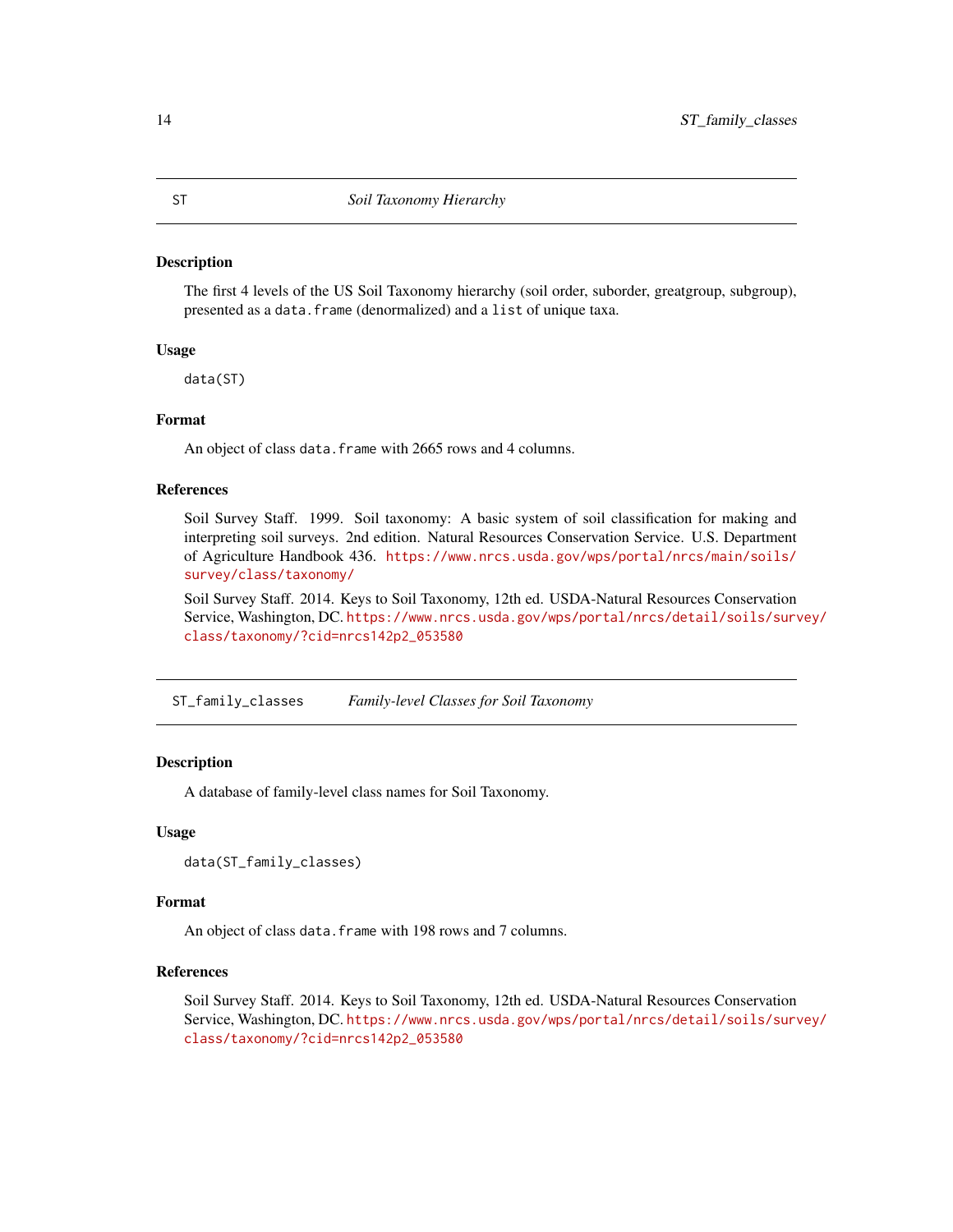## ST — *Soil Taxonomy Hierarchy*

### Description

The first 4 levels of the US Soil Taxonomy hierarchy (soil order, suborder, greatgroup, subgroup), presented as a `data.frame` (denormalized) and a `list` of unique taxa.

### Usage

```
data(ST)
```

### Format

An object of class `data.frame` with 2665 rows and 4 columns.

### References

Soil Survey Staff. 1999. Soil taxonomy: A basic system of soil classification for making and interpreting soil surveys. 2nd edition. Natural Resources Conservation Service. U.S. Department of Agriculture Handbook 436. https://www.nrcs.usda.gov/wps/portal/nrcs/main/soils/survey/class/taxonomy/

Soil Survey Staff. 2014. Keys to Soil Taxonomy, 12th ed. USDA-Natural Resources Conservation Service, Washington, DC. https://www.nrcs.usda.gov/wps/portal/nrcs/detail/soils/survey/class/taxonomy/?cid=nrcs142p2_053580

## ST_family_classes — *Family-level Classes for Soil Taxonomy*

### Description

A database of family-level class names for Soil Taxonomy.

### Usage

```
data(ST_family_classes)
```

### Format

An object of class `data.frame` with 198 rows and 7 columns.

### References

Soil Survey Staff. 2014. Keys to Soil Taxonomy, 12th ed. USDA-Natural Resources Conservation Service, Washington, DC. https://www.nrcs.usda.gov/wps/portal/nrcs/detail/soils/survey/class/taxonomy/?cid=nrcs142p2_053580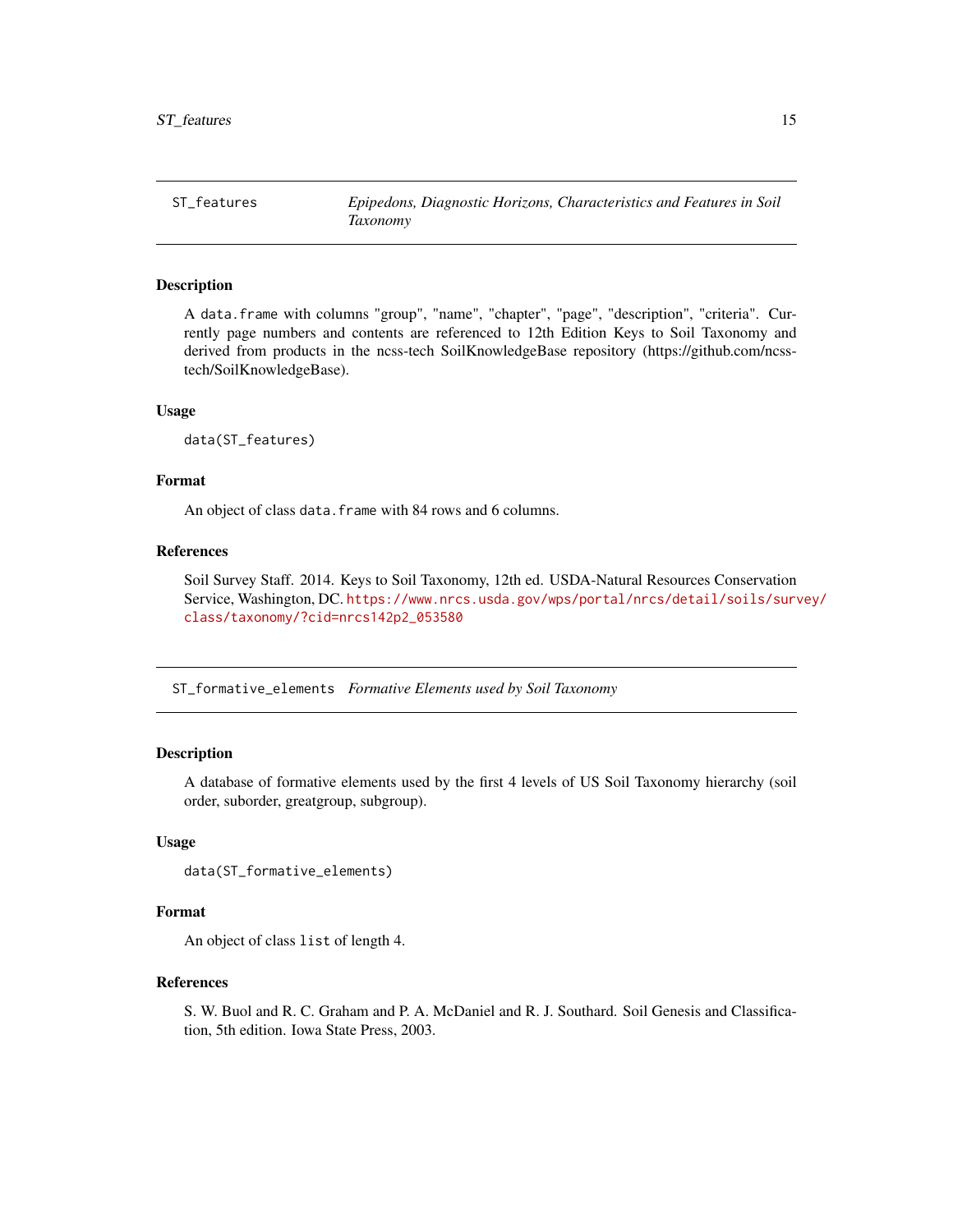## ST_features — *Epipedons, Diagnostic Horizons, Characteristics and Features in Soil Taxonomy*

### Description

A `data.frame` with columns "group", "name", "chapter", "page", "description", "criteria". Currently page numbers and contents are referenced to 12th Edition Keys to Soil Taxonomy and derived from products in the ncss-tech SoilKnowledgeBase repository (https://github.com/ncss-tech/SoilKnowledgeBase).

### Usage

```
data(ST_features)
```

### Format

An object of class `data.frame` with 84 rows and 6 columns.

### References

Soil Survey Staff. 2014. Keys to Soil Taxonomy, 12th ed. USDA-Natural Resources Conservation Service, Washington, DC. https://www.nrcs.usda.gov/wps/portal/nrcs/detail/soils/survey/class/taxonomy/?cid=nrcs142p2_053580

## ST_formative_elements — *Formative Elements used by Soil Taxonomy*

### Description

A database of formative elements used by the first 4 levels of US Soil Taxonomy hierarchy (soil order, suborder, greatgroup, subgroup).

### Usage

```
data(ST_formative_elements)
```

### Format

An object of class `list` of length 4.

### References

S. W. Buol and R. C. Graham and P. A. McDaniel and R. J. Southard. Soil Genesis and Classification, 5th edition. Iowa State Press, 2003.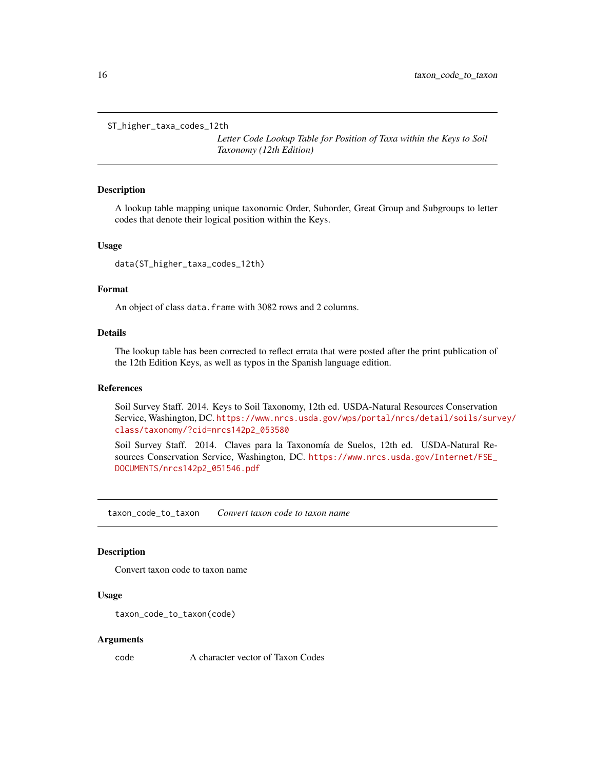## ST_higher_taxa_codes_12th

*Letter Code Lookup Table for Position of Taxa within the Keys to Soil Taxonomy (12th Edition)*

### Description

A lookup table mapping unique taxonomic Order, Suborder, Great Group and Subgroups to letter codes that denote their logical position within the Keys.

### Usage

```
data(ST_higher_taxa_codes_12th)
```

### Format

An object of class `data.frame` with 3082 rows and 2 columns.

### Details

The lookup table has been corrected to reflect errata that were posted after the print publication of the 12th Edition Keys, as well as typos in the Spanish language edition.

### References

Soil Survey Staff. 2014. Keys to Soil Taxonomy, 12th ed. USDA-Natural Resources Conservation Service, Washington, DC. https://www.nrcs.usda.gov/wps/portal/nrcs/detail/soils/survey/class/taxonomy/?cid=nrcs142p2_053580

Soil Survey Staff. 2014. Claves para la Taxonomía de Suelos, 12th ed. USDA-Natural Resources Conservation Service, Washington, DC. https://www.nrcs.usda.gov/Internet/FSE_DOCUMENTS/nrcs142p2_051546.pdf

## taxon_code_to_taxon

*Convert taxon code to taxon name*

### Description

Convert taxon code to taxon name

### Usage

```
taxon_code_to_taxon(code)
```

### Arguments

| | |
|---|---|
| `code` | A character vector of Taxon Codes |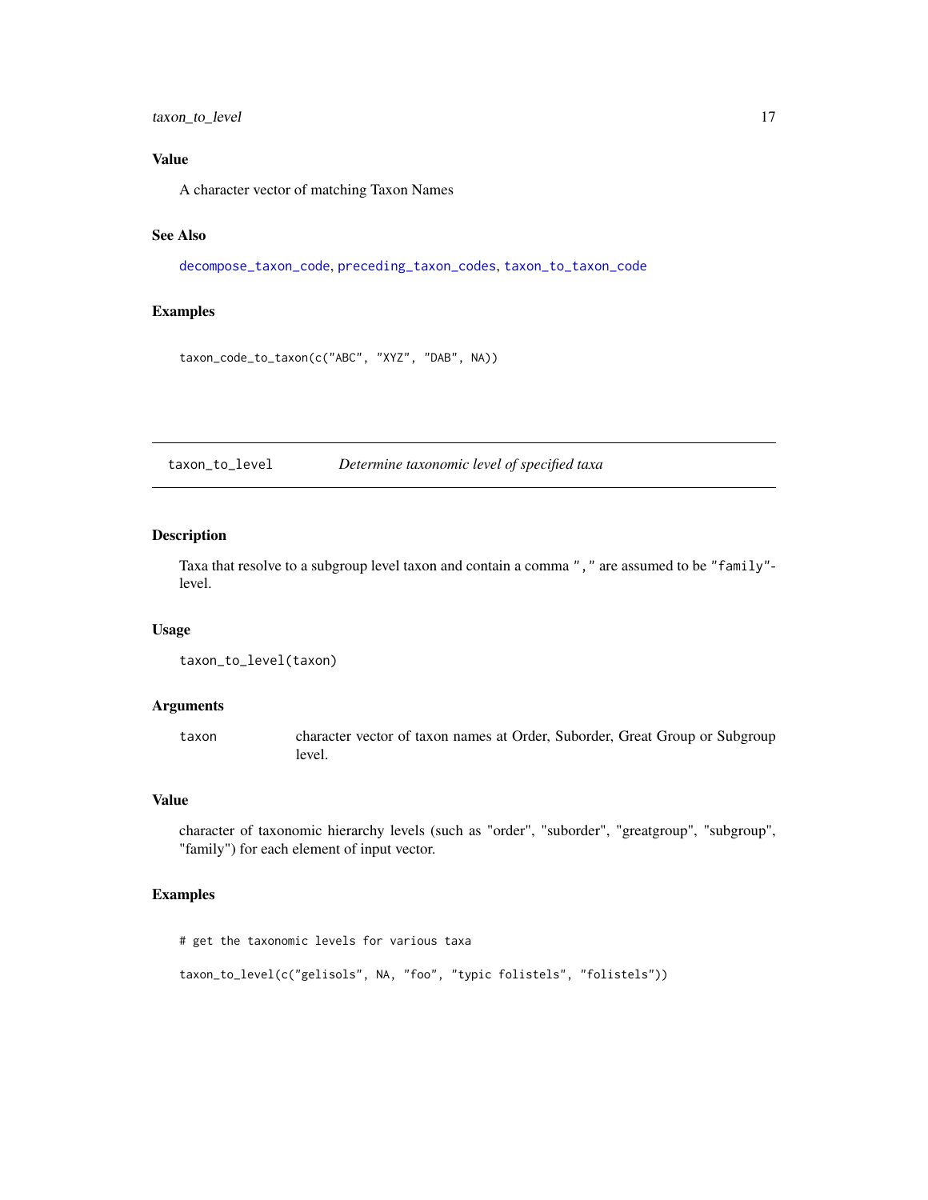## Value

A character vector of matching Taxon Names

## See Also

decompose_taxon_code, preceding_taxon_codes, taxon_to_taxon_code

## Examples

```
taxon_code_to_taxon(c("ABC", "XYZ", "DAB", NA))
```

---

# taxon_to_level    *Determine taxonomic level of specified taxa*

---

## Description

Taxa that resolve to a subgroup level taxon and contain a comma `","` are assumed to be `"family"`-level.

## Usage

```
taxon_to_level(taxon)
```

## Arguments

| | |
|---|---|
| taxon | character vector of taxon names at Order, Suborder, Great Group or Subgroup level. |

## Value

character of taxonomic hierarchy levels (such as "order", "suborder", "greatgroup", "subgroup", "family") for each element of input vector.

## Examples

```
# get the taxonomic levels for various taxa

taxon_to_level(c("gelisols", NA, "foo", "typic folistels", "folistels"))
```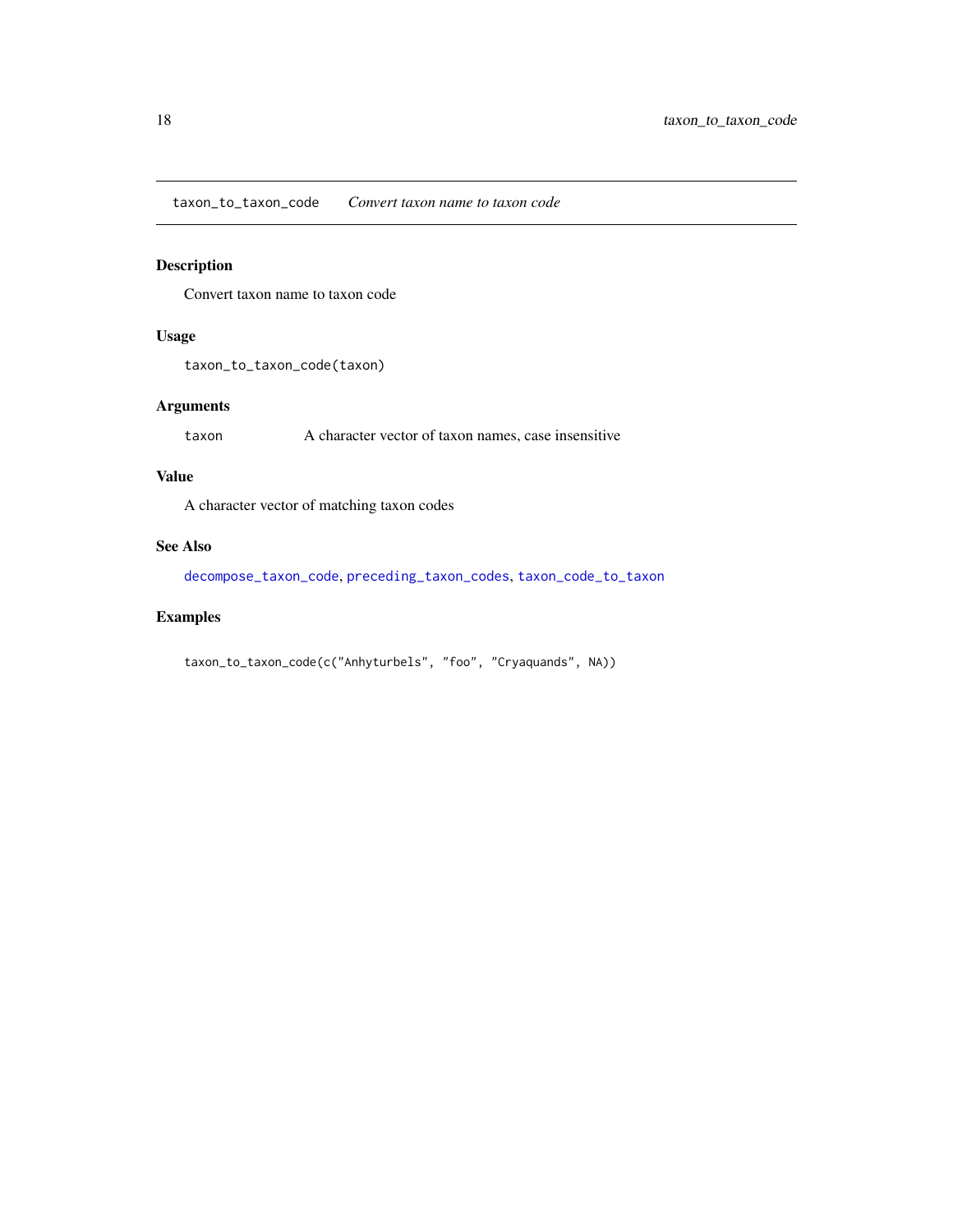## taxon_to_taxon_code *Convert taxon name to taxon code*

### Description

Convert taxon name to taxon code

### Usage

```
taxon_to_taxon_code(taxon)
```

### Arguments

| | |
|---|---|
| taxon | A character vector of taxon names, case insensitive |

### Value

A character vector of matching taxon codes

### See Also

decompose_taxon_code, preceding_taxon_codes, taxon_code_to_taxon

### Examples

```
taxon_to_taxon_code(c("Anhyturbels", "foo", "Cryaquands", NA))
```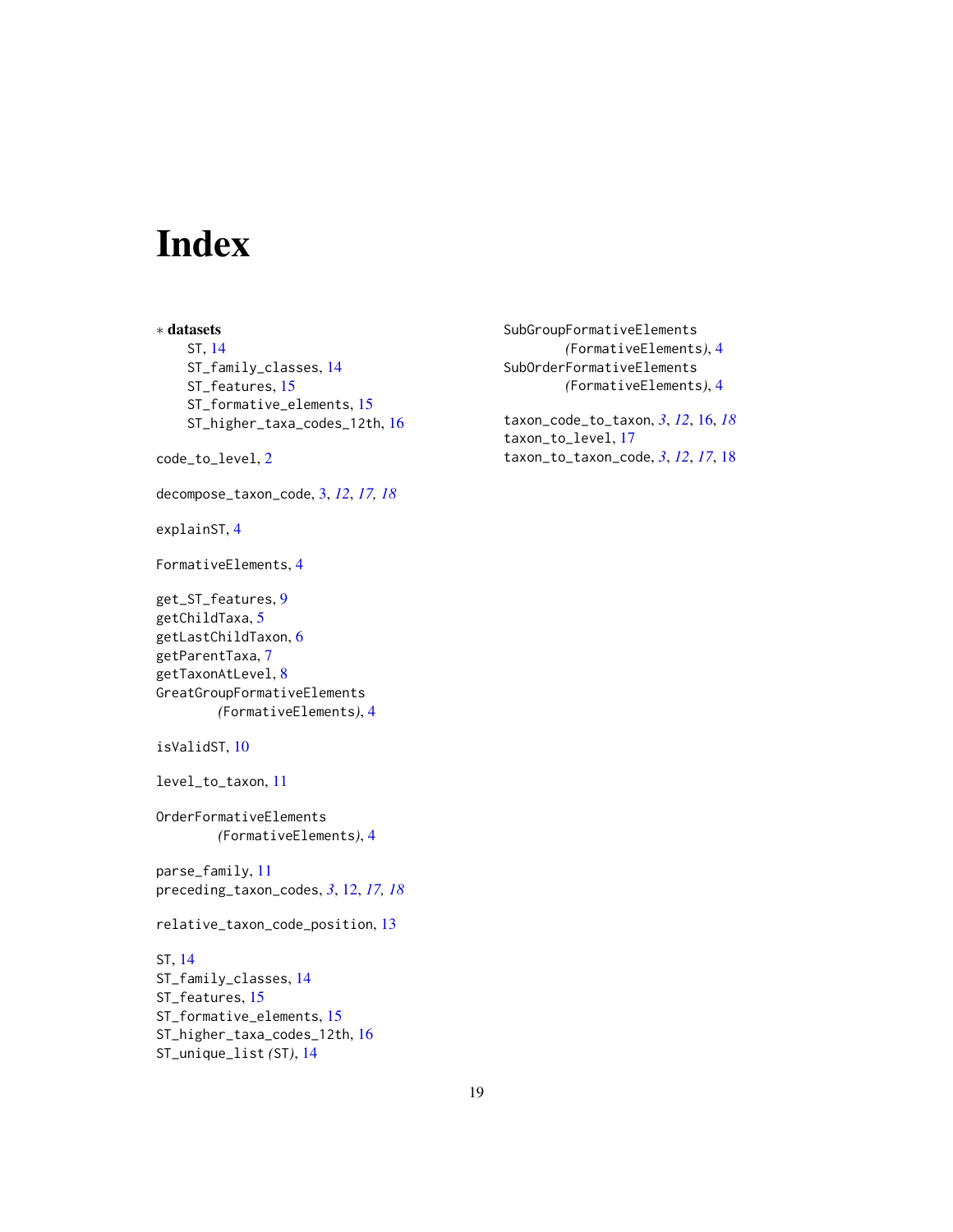# Index

∗ **datasets**

- ST, 14
- ST_family_classes, 14
- ST_features, 15
- ST_formative_elements, 15
- ST_higher_taxa_codes_12th, 16

code_to_level, 2

decompose_taxon_code, 3, *12*, *17*, *18*

explainST, 4

FormativeElements, 4

get_ST_features, 9
getChildTaxa, 5
getLastChildTaxon, 6
getParentTaxa, 7
getTaxonAtLevel, 8
GreatGroupFormativeElements *(*FormativeElements*)*, 4

isValidST, 10

level_to_taxon, 11

OrderFormativeElements *(*FormativeElements*)*, 4

parse_family, 11
preceding_taxon_codes, *3*, 12, *17*, *18*

relative_taxon_code_position, 13

ST, 14
ST_family_classes, 14
ST_features, 15
ST_formative_elements, 15
ST_higher_taxa_codes_12th, 16
ST_unique_list *(*ST*)*, 14

SubGroupFormativeElements *(*FormativeElements*)*, 4
SubOrderFormativeElements *(*FormativeElements*)*, 4

taxon_code_to_taxon, *3*, *12*, 16, *18*
taxon_to_level, 17
taxon_to_taxon_code, *3*, *12*, *17*, 18